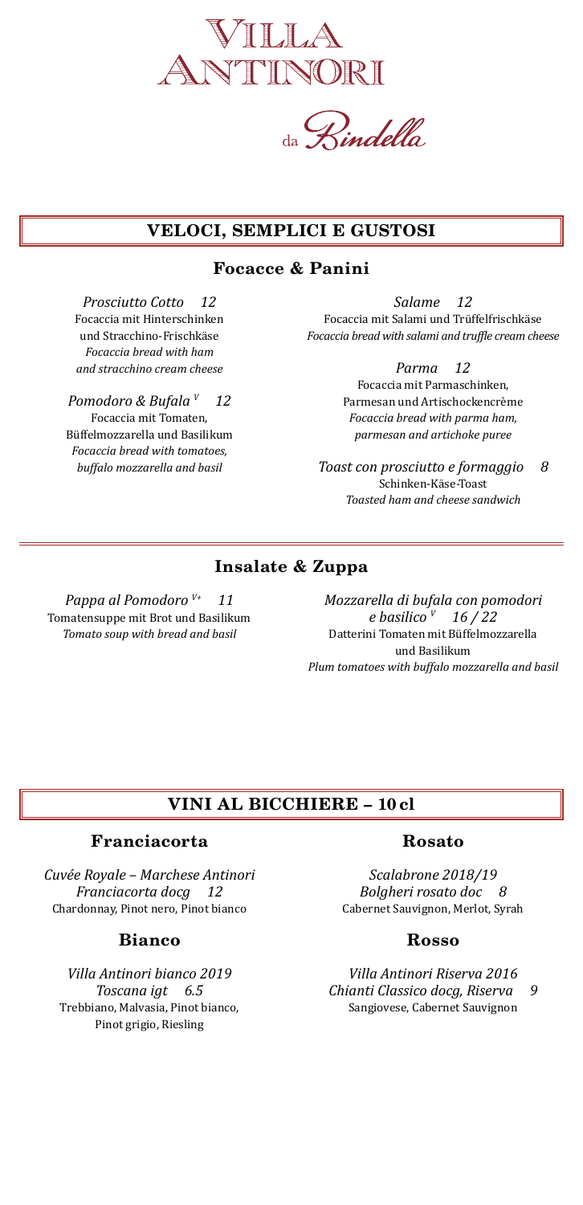# Villa Antinori

da Bindella

## VELOCI, SEMPLICI E GUSTOSI

### Focacce & Panini

*Prosciutto Cotto 12*
Focaccia mit Hinterschinken und Stracchino-Frischkäse
*Focaccia bread with ham and stracchino cream cheese*

*Pomodoro & Bufala V 12*
Focaccia mit Tomaten, Büffelmozzarella und Basilikum
*Focaccia bread with tomatoes, buffalo mozzarella and basil*

*Salame 12*
Focaccia mit Salami und Trüffelfrischkäse
*Focaccia bread with salami and truffle cream cheese*

*Parma 12*
Focaccia mit Parmaschinken, Parmesan und Artischockencrème
*Focaccia bread with parma ham, parmesan and artichoke puree*

*Toast con prosciutto e formaggio 8*
Schinken-Käse-Toast
*Toasted ham and cheese sandwich*

### Insalate & Zuppa

*Pappa al Pomodoro V+ 11*
Tomatensuppe mit Brot und Basilikum
*Tomato soup with bread and basil*

*Mozzarella di bufala con pomodori e basilico V 16 / 22*
Datterini Tomaten mit Büffelmozzarella und Basilikum
*Plum tomatoes with buffalo mozzarella and basil*

## VINI AL BICCHIERE – 10 cl

### Franciacorta

*Cuvée Royale – Marchese Antinori*
*Franciacorta docg 12*
Chardonnay, Pinot nero, Pinot bianco

### Bianco

*Villa Antinori bianco 2019*
*Toscana igt 6.5*
Trebbiano, Malvasia, Pinot bianco, Pinot grigio, Riesling

### Rosato

*Scalabrone 2018/19*
*Bolgheri rosato doc 8*
Cabernet Sauvignon, Merlot, Syrah

### Rosso

*Villa Antinori Riserva 2016*
*Chianti Classico docg, Riserva 9*
Sangiovese, Cabernet Sauvignon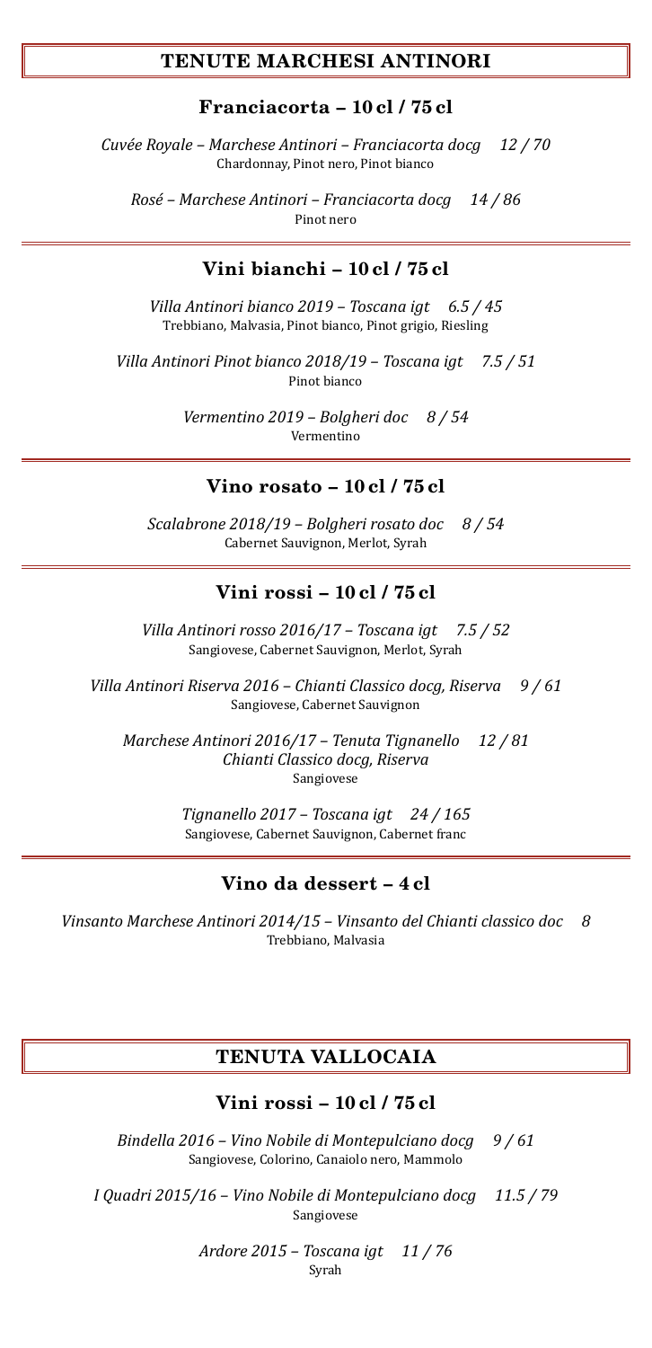## TENUTE MARCHESI ANTINORI

### Franciacorta – 10 cl / 75 cl

*Cuvée Royale – Marchese Antinori – Franciacorta docg 12 / 70*
Chardonnay, Pinot nero, Pinot bianco

*Rosé – Marchese Antinori – Franciacorta docg 14 / 86*
Pinot nero

### Vini bianchi – 10 cl / 75 cl

*Villa Antinori bianco 2019 – Toscana igt 6.5 / 45*
Trebbiano, Malvasia, Pinot bianco, Pinot grigio, Riesling

*Villa Antinori Pinot bianco 2018/19 – Toscana igt 7.5 / 51*
Pinot bianco

*Vermentino 2019 – Bolgheri doc 8 / 54*
Vermentino

### Vino rosato – 10 cl / 75 cl

*Scalabrone 2018/19 – Bolgheri rosato doc 8 / 54*
Cabernet Sauvignon, Merlot, Syrah

### Vini rossi – 10 cl / 75 cl

*Villa Antinori rosso 2016/17 – Toscana igt 7.5 / 52*
Sangiovese, Cabernet Sauvignon, Merlot, Syrah

*Villa Antinori Riserva 2016 – Chianti Classico docg, Riserva 9 / 61*
Sangiovese, Cabernet Sauvignon

*Marchese Antinori 2016/17 – Tenuta Tignanello 12 / 81*
*Chianti Classico docg, Riserva*
Sangiovese

*Tignanello 2017 – Toscana igt 24 / 165*
Sangiovese, Cabernet Sauvignon, Cabernet franc

### Vino da dessert – 4 cl

*Vinsanto Marchese Antinori 2014/15 – Vinsanto del Chianti classico doc 8*
Trebbiano, Malvasia

## TENUTA VALLOCAIA

### Vini rossi – 10 cl / 75 cl

*Bindella 2016 – Vino Nobile di Montepulciano docg 9 / 61*
Sangiovese, Colorino, Canaiolo nero, Mammolo

*I Quadri 2015/16 – Vino Nobile di Montepulciano docg 11.5 / 79*
Sangiovese

*Ardore 2015 – Toscana igt 11 / 76*
Syrah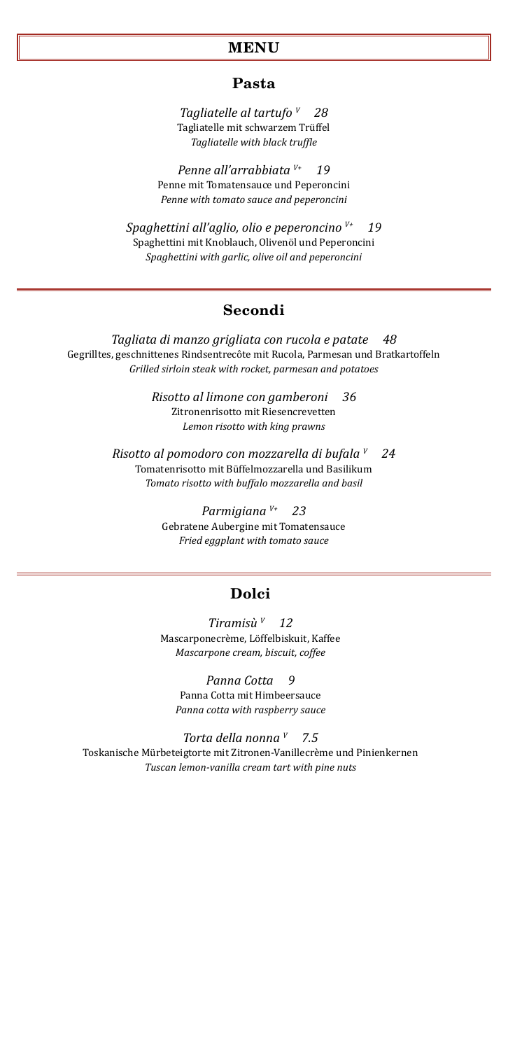# MENU

## Pasta

*Tagliatelle al tartufo [V] 28*
Tagliatelle mit schwarzem Trüffel
*Tagliatelle with black truffle*

*Penne all'arrabbiata [V+] 19*
Penne mit Tomatensauce und Peperoncini
*Penne with tomato sauce and peperoncini*

*Spaghettini all'aglio, olio e peperoncino [V+] 19*
Spaghettini mit Knoblauch, Olivenöl und Peperoncini
*Spaghettini with garlic, olive oil and peperoncini*

## Secondi

*Tagliata di manzo grigliata con rucola e patate 48*
Gegrilltes, geschnittenes Rindsentrecôte mit Rucola, Parmesan und Bratkartoffeln
*Grilled sirloin steak with rocket, parmesan and potatoes*

*Risotto al limone con gamberoni 36*
Zitronenrisotto mit Riesencrevetten
*Lemon risotto with king prawns*

*Risotto al pomodoro con mozzarella di bufala [V] 24*
Tomatenrisotto mit Büffelmozzarella und Basilikum
*Tomato risotto with buffalo mozzarella and basil*

*Parmigiana [V+] 23*
Gebratene Aubergine mit Tomatensauce
*Fried eggplant with tomato sauce*

## Dolci

*Tiramisù [V] 12*
Mascarponecrème, Löffelbiskuit, Kaffee
*Mascarpone cream, biscuit, coffee*

*Panna Cotta 9*
Panna Cotta mit Himbeersauce
*Panna cotta with raspberry sauce*

*Torta della nonna [V] 7.5*
Toskanische Mürbeteigtorte mit Zitronen-Vanillecrème und Pinienkernen
*Tuscan lemon-vanilla cream tart with pine nuts*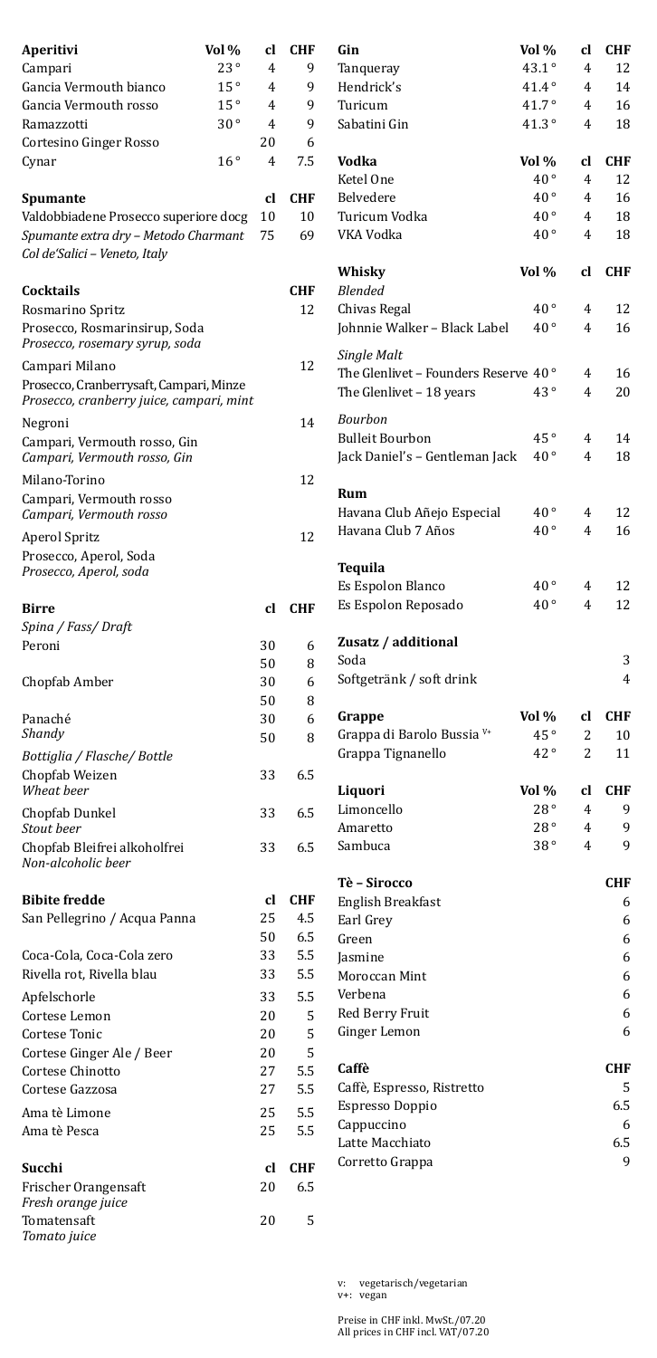| Aperitivi | Vol % | cl | CHF |
|---|---|---|---|
| Campari | 23° | 4 | 9 |
| Gancia Vermouth bianco | 15° | 4 | 9 |
| Gancia Vermouth rosso | 15° | 4 | 9 |
| Ramazzotti | 30° | 4 | 9 |
| Cortesino Ginger Rosso | | 20 | 6 |
| Cynar | 16° | 4 | 7.5 |

| Spumante | cl | CHF |
|---|---|---|
| Valdobbiadene Prosecco superiore docg | 10 | 10 |
| *Spumante extra dry – Metodo Charmant*<br>*Col de'Salici – Veneto, Italy* | 75 | 69 |

| Cocktails | CHF |
|---|---|
| Rosmarino Spritz<br>Prosecco, Rosmarinsirup, Soda<br>*Prosecco, rosemary syrup, soda* | 12 |
| Campari Milano<br>Prosecco, Cranberrysaft, Campari, Minze<br>*Prosecco, cranberry juice, campari, mint* | 12 |
| Negroni<br>Campari, Vermouth rosso, Gin<br>*Campari, Vermouth rosso, Gin* | 14 |
| Milano-Torino<br>Campari, Vermouth rosso<br>*Campari, Vermouth rosso* | 12 |
| Aperol Spritz<br>Prosecco, Aperol, Soda<br>*Prosecco, Aperol, soda* | 12 |

| Birre | cl | CHF |
|---|---|---|
| *Spina / Fass/ Draft* | | |
| Peroni | 30 | 6 |
| | 50 | 8 |
| Chopfab Amber | 30 | 6 |
| | 50 | 8 |
| Panaché | 30 | 6 |
| *Shandy* | 50 | 8 |
| *Bottiglia / Flasche/ Bottle* | | |
| Chopfab Weizen<br>*Wheat beer* | 33 | 6.5 |
| Chopfab Dunkel<br>*Stout beer* | 33 | 6.5 |
| Chopfab Bleifrei alkoholfrei<br>*Non-alcoholic beer* | 33 | 6.5 |

| Bibite fredde | cl | CHF |
|---|---|---|
| San Pellegrino / Acqua Panna | 25 | 4.5 |
| | 50 | 6.5 |
| Coca-Cola, Coca-Cola zero | 33 | 5.5 |
| Rivella rot, Rivella blau | 33 | 5.5 |
| Apfelschorle | 33 | 5.5 |
| Cortese Lemon | 20 | 5 |
| Cortese Tonic | 20 | 5 |
| Cortese Ginger Ale / Beer | 20 | 5 |
| Cortese Chinotto | 27 | 5.5 |
| Cortese Gazzosa | 27 | 5.5 |
| Ama tè Limone | 25 | 5.5 |
| Ama tè Pesca | 25 | 5.5 |

| Succhi | cl | CHF |
|---|---|---|
| Frischer Orangensaft<br>*Fresh orange juice* | 20 | 6.5 |
| Tomatensaft<br>*Tomato juice* | 20 | 5 |

| Gin | Vol % | cl | CHF |
|---|---|---|---|
| Tanqueray | 43.1° | 4 | 12 |
| Hendrick's | 41.4° | 4 | 14 |
| Turicum | 41.7° | 4 | 16 |
| Sabatini Gin | 41.3° | 4 | 18 |

| Vodka | Vol % | cl | CHF |
|---|---|---|---|
| Ketel One | 40° | 4 | 12 |
| Belvedere | 40° | 4 | 16 |
| Turicum Vodka | 40° | 4 | 18 |
| VKA Vodka | 40° | 4 | 18 |

| Whisky | Vol % | cl | CHF |
|---|---|---|---|
| *Blended* | | | |
| Chivas Regal | 40° | 4 | 12 |
| Johnnie Walker – Black Label | 40° | 4 | 16 |
| *Single Malt* | | | |
| The Glenlivet – Founders Reserve | 40° | 4 | 16 |
| The Glenlivet – 18 years | 43° | 4 | 20 |
| *Bourbon* | | | |
| Bulleit Bourbon | 45° | 4 | 14 |
| Jack Daniel's – Gentleman Jack | 40° | 4 | 18 |

| Rum | Vol % | cl | CHF |
|---|---|---|---|
| Havana Club Añejo Especial | 40° | 4 | 12 |
| Havana Club 7 Años | 40° | 4 | 16 |

| Tequila | Vol % | cl | CHF |
|---|---|---|---|
| Es Espolon Blanco | 40° | 4 | 12 |
| Es Espolon Reposado | 40° | 4 | 12 |

| Zusatz / additional | CHF |
|---|---|
| Soda | 3 |
| Softgetränk / soft drink | 4 |

| Grappe | Vol % | cl | CHF |
|---|---|---|---|
| Grappa di Barolo Bussia [v+] | 45° | 2 | 10 |
| Grappa Tignanello | 42° | 2 | 11 |

| Liquori | Vol % | cl | CHF |
|---|---|---|---|
| Limoncello | 28° | 4 | 9 |
| Amaretto | 28° | 4 | 9 |
| Sambuca | 38° | 4 | 9 |

| Tè – Sirocco | CHF |
|---|---|
| English Breakfast | 6 |
| Earl Grey | 6 |
| Green | 6 |
| Jasmine | 6 |
| Moroccan Mint | 6 |
| Verbena | 6 |
| Red Berry Fruit | 6 |
| Ginger Lemon | 6 |

| Caffè | CHF |
|---|---|
| Caffè, Espresso, Ristretto | 5 |
| Espresso Doppio | 6.5 |
| Cappuccino | 6 |
| Latte Macchiato | 6.5 |
| Corretto Grappa | 9 |

v: vegetarisch/vegetarian
v+: vegan

Preise in CHF inkl. MwSt./07.20
All prices in CHF incl. VAT/07.20